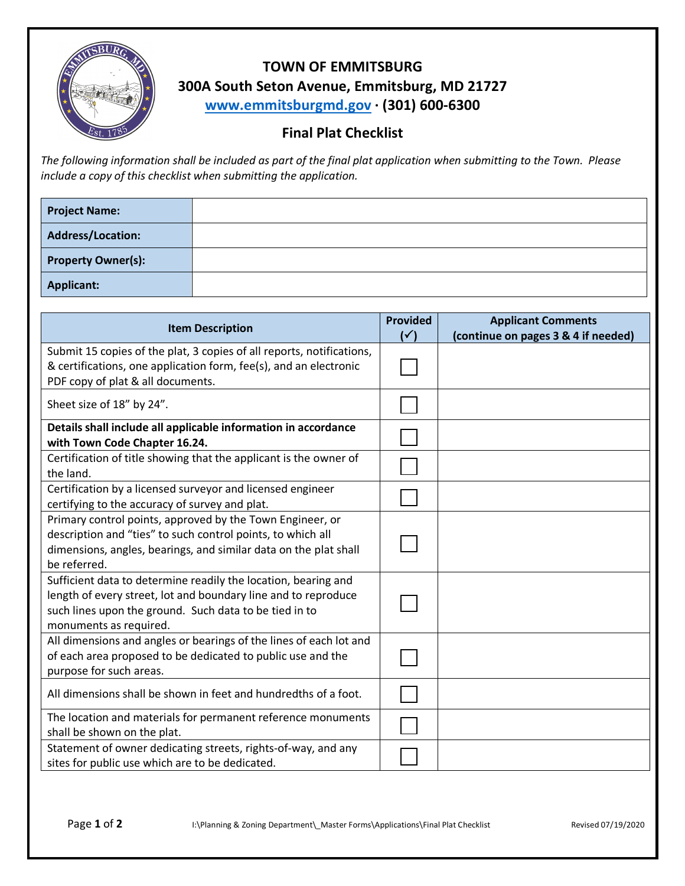# TOWN OF EMMITSBURG

**300A South Seton Avenue, Emmitsburg, MD 21727**

**www.emmitsburgmd.gov · (301) 600-6300**

## Final Plat Checklist

*The following information shall be included as part of the final plat application when submitting to the Town. Please include a copy of this checklist when submitting the application.*

| | |
|---|---|
| **Project Name:** | |
| **Address/Location:** | |
| **Property Owner(s):** | |
| **Applicant:** | |

| Item Description | Provided (✓) | Applicant Comments (continue on pages 3 & 4 if needed) |
|---|---|---|
| Submit 15 copies of the plat, 3 copies of all reports, notifications, & certifications, one application form, fee(s), and an electronic PDF copy of plat & all documents. | ☐ | |
| Sheet size of 18" by 24". | ☐ | |
| **Details shall include all applicable information in accordance with Town Code Chapter 16.24.** | ☐ | |
| Certification of title showing that the applicant is the owner of the land. | ☐ | |
| Certification by a licensed surveyor and licensed engineer certifying to the accuracy of survey and plat. | ☐ | |
| Primary control points, approved by the Town Engineer, or description and "ties" to such control points, to which all dimensions, angles, bearings, and similar data on the plat shall be referred. | ☐ | |
| Sufficient data to determine readily the location, bearing and length of every street, lot and boundary line and to reproduce such lines upon the ground. Such data to be tied in to monuments as required. | ☐ | |
| All dimensions and angles or bearings of the lines of each lot and of each area proposed to be dedicated to public use and the purpose for such areas. | ☐ | |
| All dimensions shall be shown in feet and hundredths of a foot. | ☐ | |
| The location and materials for permanent reference monuments shall be shown on the plat. | ☐ | |
| Statement of owner dedicating streets, rights-of-way, and any sites for public use which are to be dedicated. | ☐ | |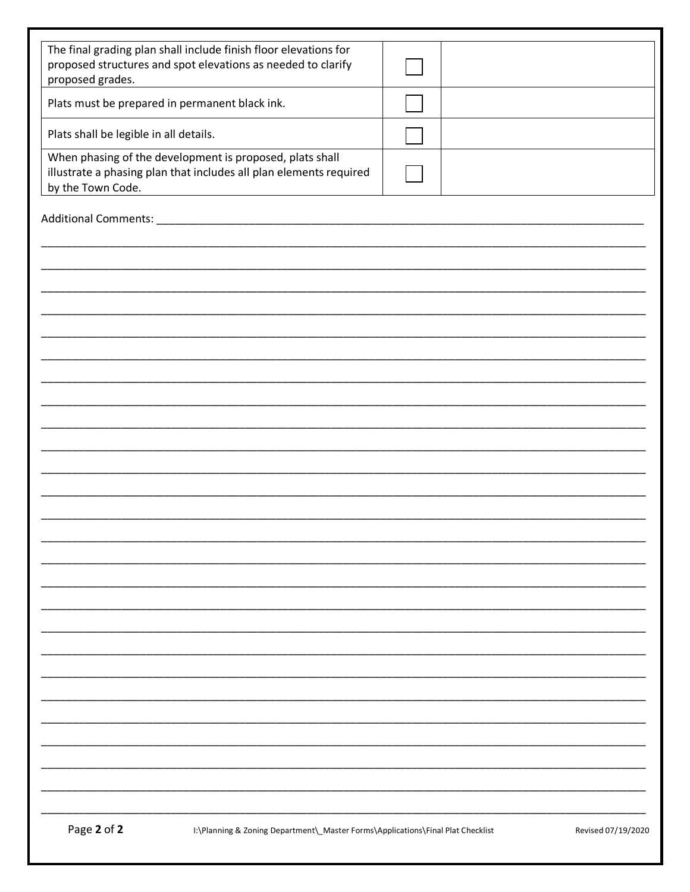| | | |
|---|---|---|
| The final grading plan shall include finish floor elevations for proposed structures and spot elevations as needed to clarify proposed grades. | ☐ | |
| Plats must be prepared in permanent black ink. | ☐ | |
| Plats shall be legible in all details. | ☐ | |
| When phasing of the development is proposed, plats shall illustrate a phasing plan that includes all plan elements required by the Town Code. | ☐ | |

Additional Comments: ____________________________________________________________________________

I:\Planning & Zoning Department\_Master Forms\Applications\Final Plat Checklist

Revised 07/19/2020